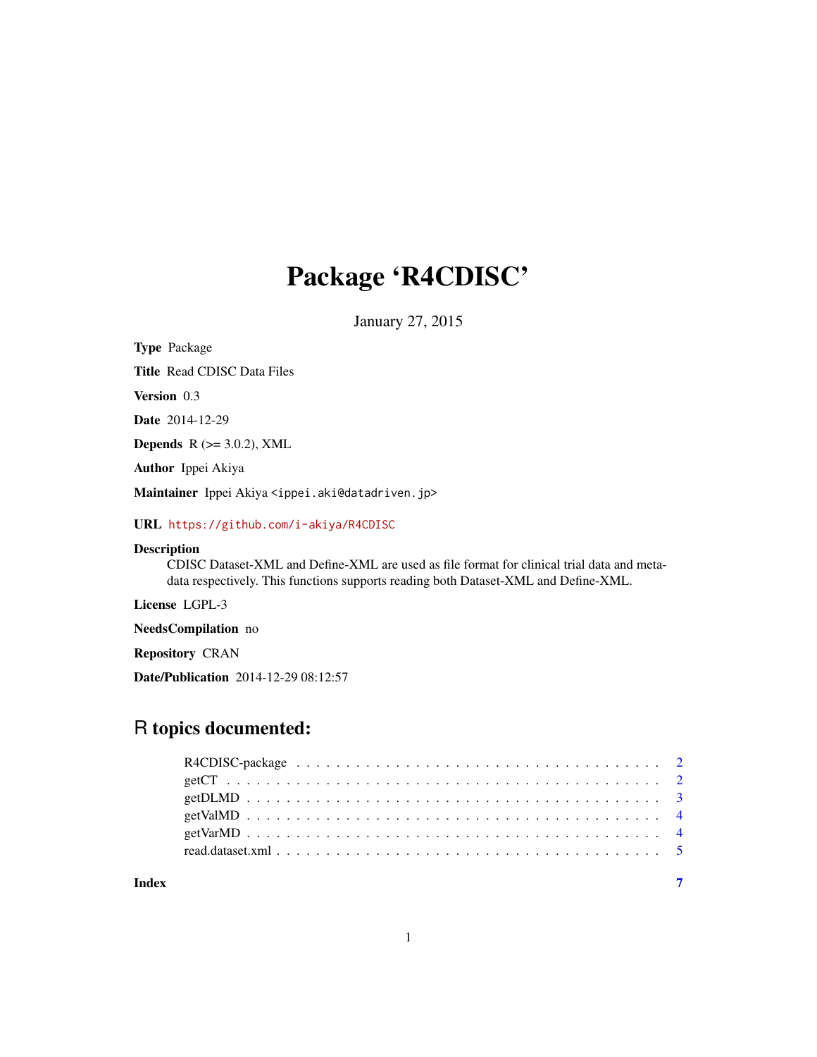# Package 'R4CDISC'

January 27, 2015

**Type** Package

**Title** Read CDISC Data Files

**Version** 0.3

**Date** 2014-12-29

**Depends** R (>= 3.0.2), XML

**Author** Ippei Akiya

**Maintainer** Ippei Akiya <ippei.aki@datadriven.jp>

**URL** https://github.com/i-akiya/R4CDISC

**Description**
CDISC Dataset-XML and Define-XML are used as file format for clinical trial data and metadata respectively. This functions supports reading both Dataset-XML and Define-XML.

**License** LGPL-3

**NeedsCompilation** no

**Repository** CRAN

**Date/Publication** 2014-12-29 08:12:57

## R topics documented:

- R4CDISC-package . . . . . . . . . . 2
- getCT . . . . . . . . . . 2
- getDLMD . . . . . . . . . . 3
- getValMD . . . . . . . . . . 4
- getVarMD . . . . . . . . . . 4
- read.dataset.xml . . . . . . . . . . 5

**Index** 7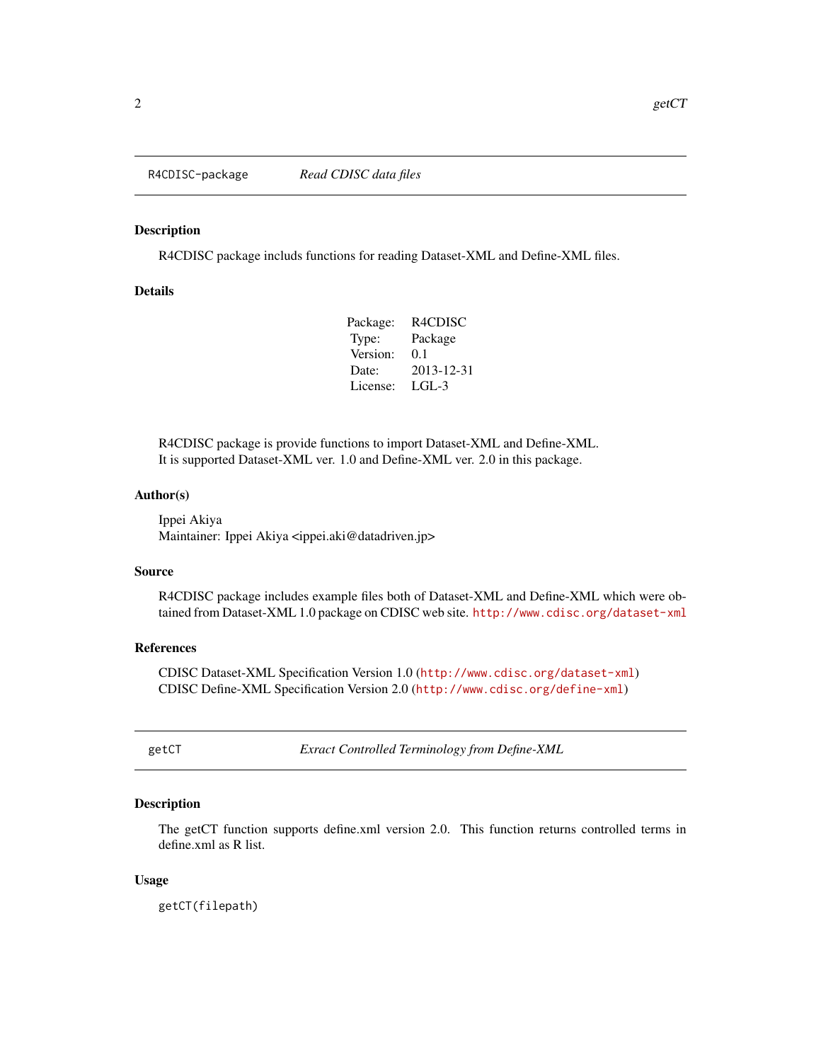## R4CDISC-package *Read CDISC data files*

### Description

R4CDISC package includs functions for reading Dataset-XML and Define-XML files.

### Details

| | |
|---|---|
| Package: | R4CDISC |
| Type: | Package |
| Version: | 0.1 |
| Date: | 2013-12-31 |
| License: | LGL-3 |

R4CDISC package is provide functions to import Dataset-XML and Define-XML.
It is supported Dataset-XML ver. 1.0 and Define-XML ver. 2.0 in this package.

### Author(s)

Ippei Akiya
Maintainer: Ippei Akiya <ippei.aki@datadriven.jp>

### Source

R4CDISC package includes example files both of Dataset-XML and Define-XML which were obtained from Dataset-XML 1.0 package on CDISC web site. http://www.cdisc.org/dataset-xml

### References

CDISC Dataset-XML Specification Version 1.0 (http://www.cdisc.org/dataset-xml)
CDISC Define-XML Specification Version 2.0 (http://www.cdisc.org/define-xml)

## getCT *Exract Controlled Terminology from Define-XML*

### Description

The getCT function supports define.xml version 2.0. This function returns controlled terms in define.xml as R list.

### Usage

```
getCT(filepath)
```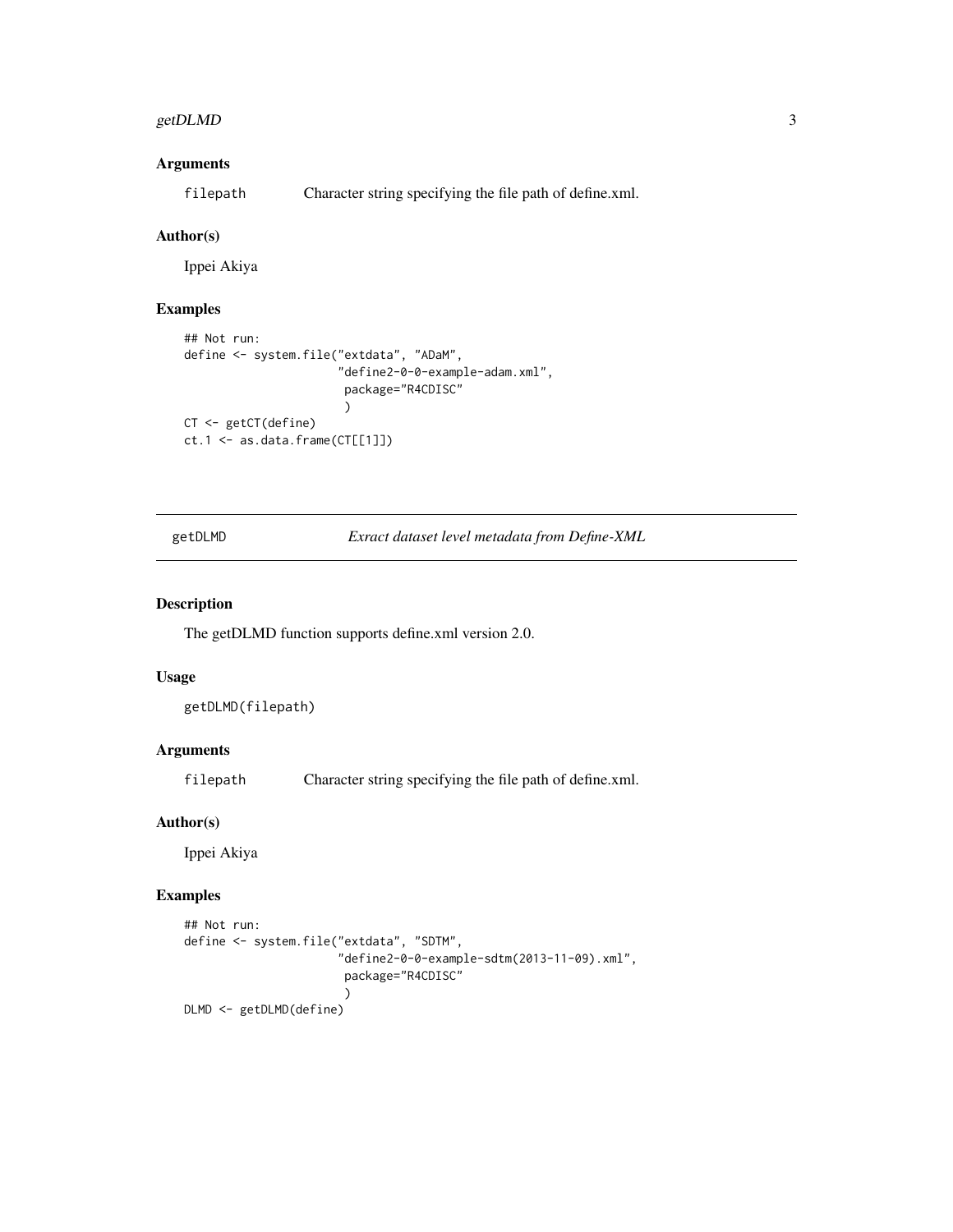### Arguments

filepath Character string specifying the file path of define.xml.

### Author(s)

Ippei Akiya

### Examples

```
## Not run:
define <- system.file("extdata", "ADaM",
                     "define2-0-0-example-adam.xml",
                      package="R4CDISC"
                      )
CT <- getCT(define)
ct.1 <- as.data.frame(CT[[1]])
```

---

## getDLMD *Exract dataset level metadata from Define-XML*

### Description

The getDLMD function supports define.xml version 2.0.

### Usage

```
getDLMD(filepath)
```

### Arguments

filepath Character string specifying the file path of define.xml.

### Author(s)

Ippei Akiya

### Examples

```
## Not run:
define <- system.file("extdata", "SDTM",
                     "define2-0-0-example-sdtm(2013-11-09).xml",
                      package="R4CDISC"
                      )
DLMD <- getDLMD(define)
```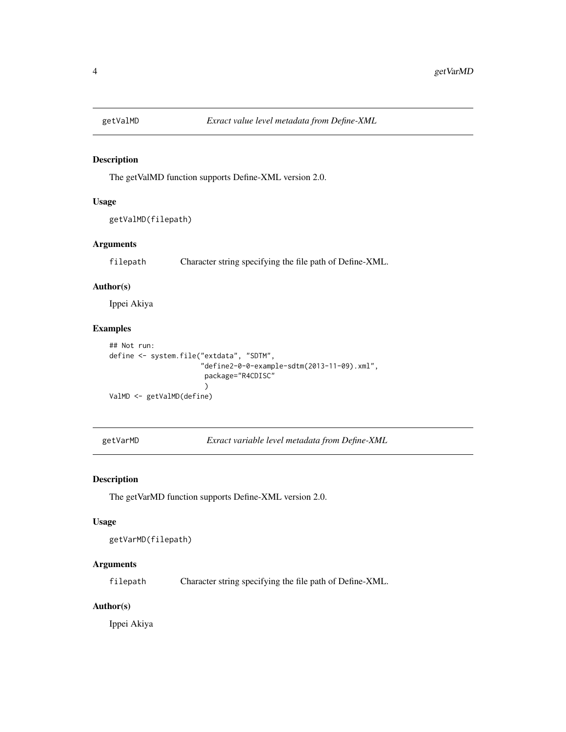## getValMD *Exract value level metadata from Define-XML*

### Description

The getValMD function supports Define-XML version 2.0.

### Usage

```
getValMD(filepath)
```

### Arguments

| | |
|---|---|
| filepath | Character string specifying the file path of Define-XML. |

### Author(s)

Ippei Akiya

### Examples

```
## Not run:
define <- system.file("extdata", "SDTM",
                     "define2-0-0-example-sdtm(2013-11-09).xml",
                      package="R4CDISC"
                      )
ValMD <- getValMD(define)
```

## getVarMD *Exract variable level metadata from Define-XML*

### Description

The getVarMD function supports Define-XML version 2.0.

### Usage

```
getVarMD(filepath)
```

### Arguments

| | |
|---|---|
| filepath | Character string specifying the file path of Define-XML. |

### Author(s)

Ippei Akiya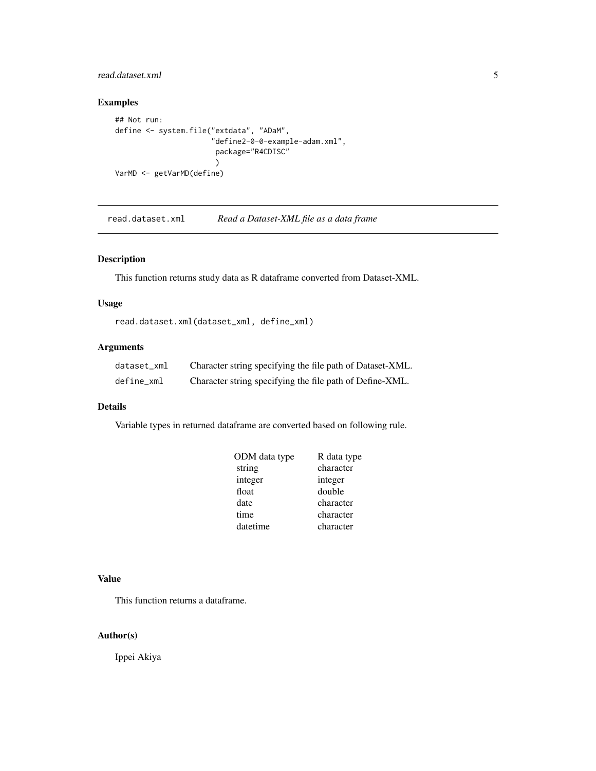## Examples

```
## Not run:
define <- system.file("extdata", "ADaM",
                      "define2-0-0-example-adam.xml",
                       package="R4CDISC"
                       )
VarMD <- getVarMD(define)
```

---

# read.dataset.xml *Read a Dataset-XML file as a data frame*

---

## Description

This function returns study data as R dataframe converted from Dataset-XML.

## Usage

```
read.dataset.xml(dataset_xml, define_xml)
```

## Arguments

| | |
|---|---|
| dataset_xml | Character string specifying the file path of Dataset-XML. |
| define_xml | Character string specifying the file path of Define-XML. |

## Details

Variable types in returned dataframe are converted based on following rule.

| ODM data type | R data type |
|---|---|
| string | character |
| integer | integer |
| float | double |
| date | character |
| time | character |
| datetime | character |

## Value

This function returns a dataframe.

## Author(s)

Ippei Akiya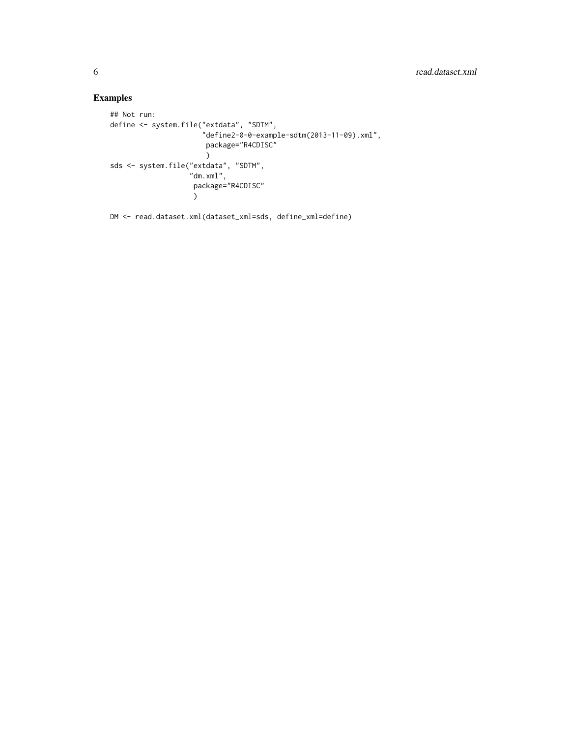## Examples

```
## Not run:
define <- system.file("extdata", "SDTM",
                      "define2-0-0-example-sdtm(2013-11-09).xml",
                       package="R4CDISC"
                       )
sds <- system.file("extdata", "SDTM",
                   "dm.xml",
                    package="R4CDISC"
                    )

DM <- read.dataset.xml(dataset_xml=sds, define_xml=define)
```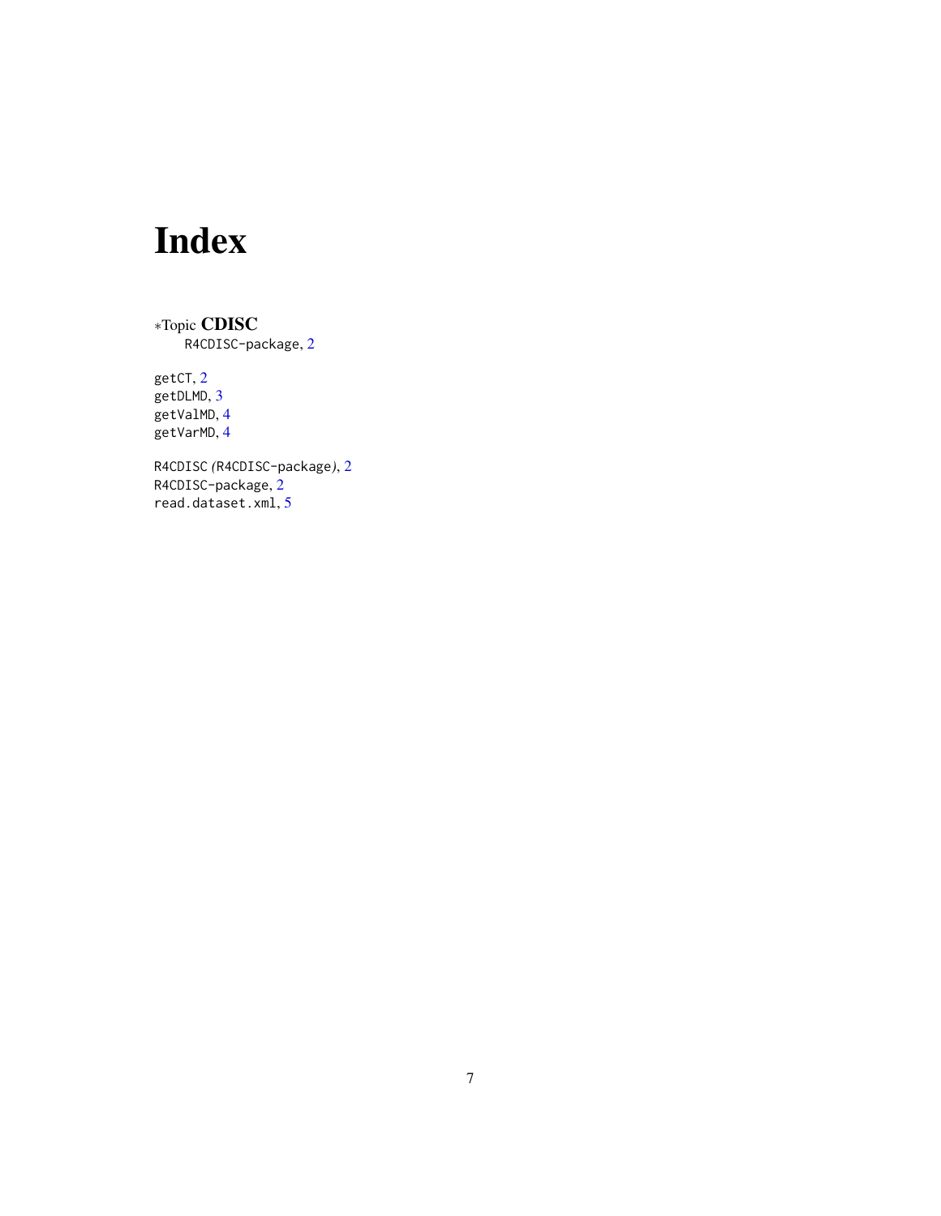# Index

*Topic **CDISC**
    R4CDISC-package, 2

getCT, 2
getDLMD, 3
getValMD, 4
getVarMD, 4

R4CDISC (R4CDISC-package), 2
R4CDISC-package, 2
read.dataset.xml, 5